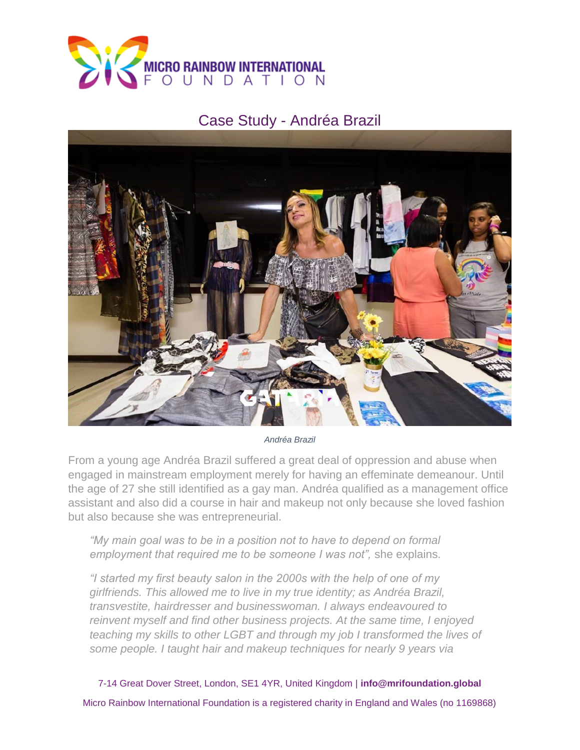# Case Study - Andréa Brazil

*Andréa Brazil*

From a young age Andréa Brazil suffered a great deal of oppression and abuse when engaged in mainstream employment merely for having an effeminate demeanour. Until the age of 27 she still identified as a gay man. Andréa qualified as a management office assistant and also did a course in hair and makeup not only because she loved fashion but also because she was entrepreneurial.

> *"My main goal was to be in a position not to have to depend on formal employment that required me to be someone I was not",* she explains.
>
> *"I started my first beauty salon in the 2000s with the help of one of my girlfriends. This allowed me to live in my true identity; as Andréa Brazil, transvestite, hairdresser and businesswoman. I always endeavoured to reinvent myself and find other business projects. At the same time, I enjoyed teaching my skills to other LGBT and through my job I transformed the lives of some people. I taught hair and makeup techniques for nearly 9 years via*

7-14 Great Dover Street, London, SE1 4YR, United Kingdom | **info@mrifoundation.global**

Micro Rainbow International Foundation is a registered charity in England and Wales (no 1169868)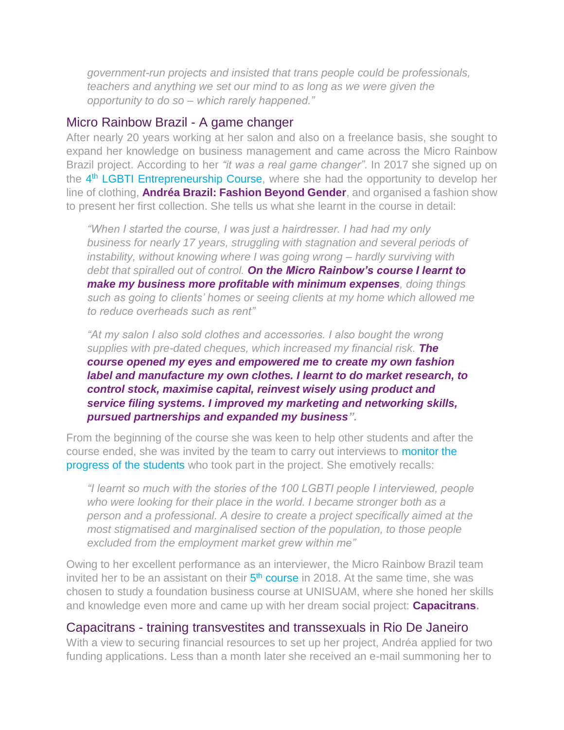*government-run projects and insisted that trans people could be professionals, teachers and anything we set our mind to as long as we were given the opportunity to do so – which rarely happened."*

## Micro Rainbow Brazil - A game changer

After nearly 20 years working at her salon and also on a freelance basis, she sought to expand her knowledge on business management and came across the Micro Rainbow Brazil project. According to her *"it was a real game changer"*. In 2017 she signed up on the 4th LGBTI Entrepreneurship Course, where she had the opportunity to develop her line of clothing, **Andréa Brazil: Fashion Beyond Gender**, and organised a fashion show to present her first collection. She tells us what she learnt in the course in detail:

> *"When I started the course, I was just a hairdresser. I had had my only business for nearly 17 years, struggling with stagnation and several periods of instability, without knowing where I was going wrong – hardly surviving with debt that spiralled out of control.* ***On the Micro Rainbow's course I learnt to make my business more profitable with minimum expenses****, doing things such as going to clients' homes or seeing clients at my home which allowed me to reduce overheads such as rent"*

> *"At my salon I also sold clothes and accessories. I also bought the wrong supplies with pre-dated cheques, which increased my financial risk.* ***The course opened my eyes and empowered me to create my own fashion label and manufacture my own clothes. I learnt to do market research, to control stock, maximise capital, reinvest wisely using product and service filing systems. I improved my marketing and networking skills, pursued partnerships and expanded my business"****.*

From the beginning of the course she was keen to help other students and after the course ended, she was invited by the team to carry out interviews to monitor the progress of the students who took part in the project. She emotively recalls:

> *"I learnt so much with the stories of the 100 LGBTI people I interviewed, people who were looking for their place in the world. I became stronger both as a person and a professional. A desire to create a project specifically aimed at the most stigmatised and marginalised section of the population, to those people excluded from the employment market grew within me"*

Owing to her excellent performance as an interviewer, the Micro Rainbow Brazil team invited her to be an assistant on their 5th course in 2018. At the same time, she was chosen to study a foundation business course at UNISUAM, where she honed her skills and knowledge even more and came up with her dream social project: **Capacitrans.**

## Capacitrans - training transvestites and transsexuals in Rio De Janeiro

With a view to securing financial resources to set up her project, Andréa applied for two funding applications. Less than a month later she received an e-mail summoning her to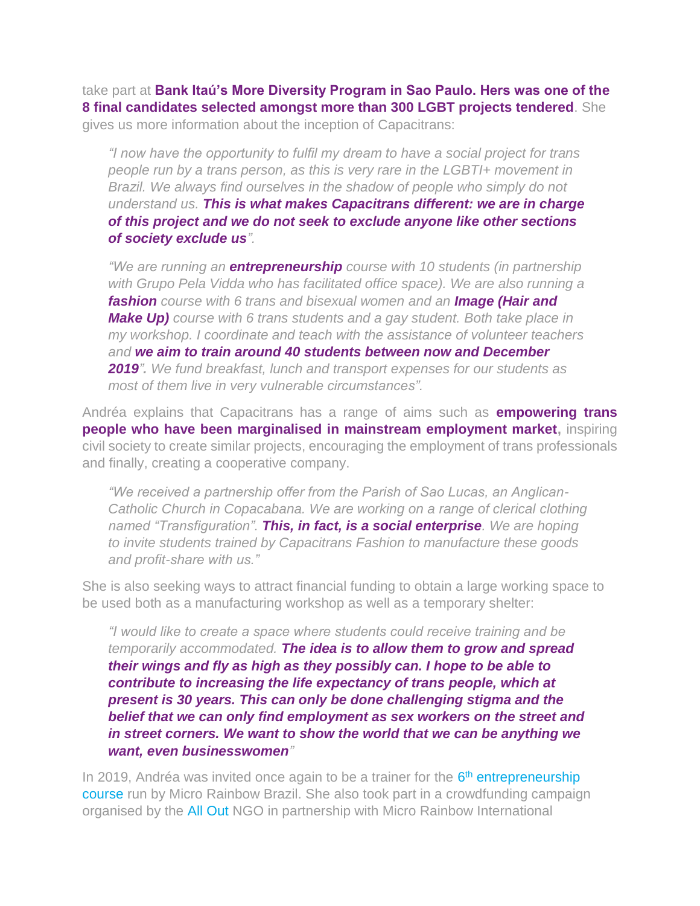take part at **Bank Itaú's More Diversity Program in Sao Paulo. Hers was one of the 8 final candidates selected amongst more than 300 LGBT projects tendered**. She gives us more information about the inception of Capacitrans:

> *"I now have the opportunity to fulfil my dream to have a social project for trans people run by a trans person, as this is very rare in the LGBTI+ movement in Brazil. We always find ourselves in the shadow of people who simply do not understand us.* ***This is what makes Capacitrans different: we are in charge of this project and we do not seek to exclude anyone like other sections of society exclude us****".*

> *"We are running an* ***entrepreneurship*** *course with 10 students (in partnership with Grupo Pela Vidda who has facilitated office space). We are also running a* ***fashion*** *course with 6 trans and bisexual women and an* ***Image (Hair and Make Up)*** *course with 6 trans students and a gay student. Both take place in my workshop. I coordinate and teach with the assistance of volunteer teachers and* ***we aim to train around 40 students between now and December 2019".*** *We fund breakfast, lunch and transport expenses for our students as most of them live in very vulnerable circumstances".*

Andréa explains that Capacitrans has a range of aims such as **empowering trans people who have been marginalised in mainstream employment market,** inspiring civil society to create similar projects, encouraging the employment of trans professionals and finally, creating a cooperative company.

> *"We received a partnership offer from the Parish of Sao Lucas, an Anglican-Catholic Church in Copacabana. We are working on a range of clerical clothing named "Transfiguration".* ***This, in fact, is a social enterprise****. We are hoping to invite students trained by Capacitrans Fashion to manufacture these goods and profit-share with us."*

She is also seeking ways to attract financial funding to obtain a large working space to be used both as a manufacturing workshop as well as a temporary shelter:

> *"I would like to create a space where students could receive training and be temporarily accommodated.* ***The idea is to allow them to grow and spread their wings and fly as high as they possibly can. I hope to be able to contribute to increasing the life expectancy of trans people, which at present is 30 years. This can only be done challenging stigma and the belief that we can only find employment as sex workers on the street and in street corners. We want to show the world that we can be anything we want, even businesswomen****"*

In 2019, Andréa was invited once again to be a trainer for the 6th entrepreneurship course run by Micro Rainbow Brazil. She also took part in a crowdfunding campaign organised by the All Out NGO in partnership with Micro Rainbow International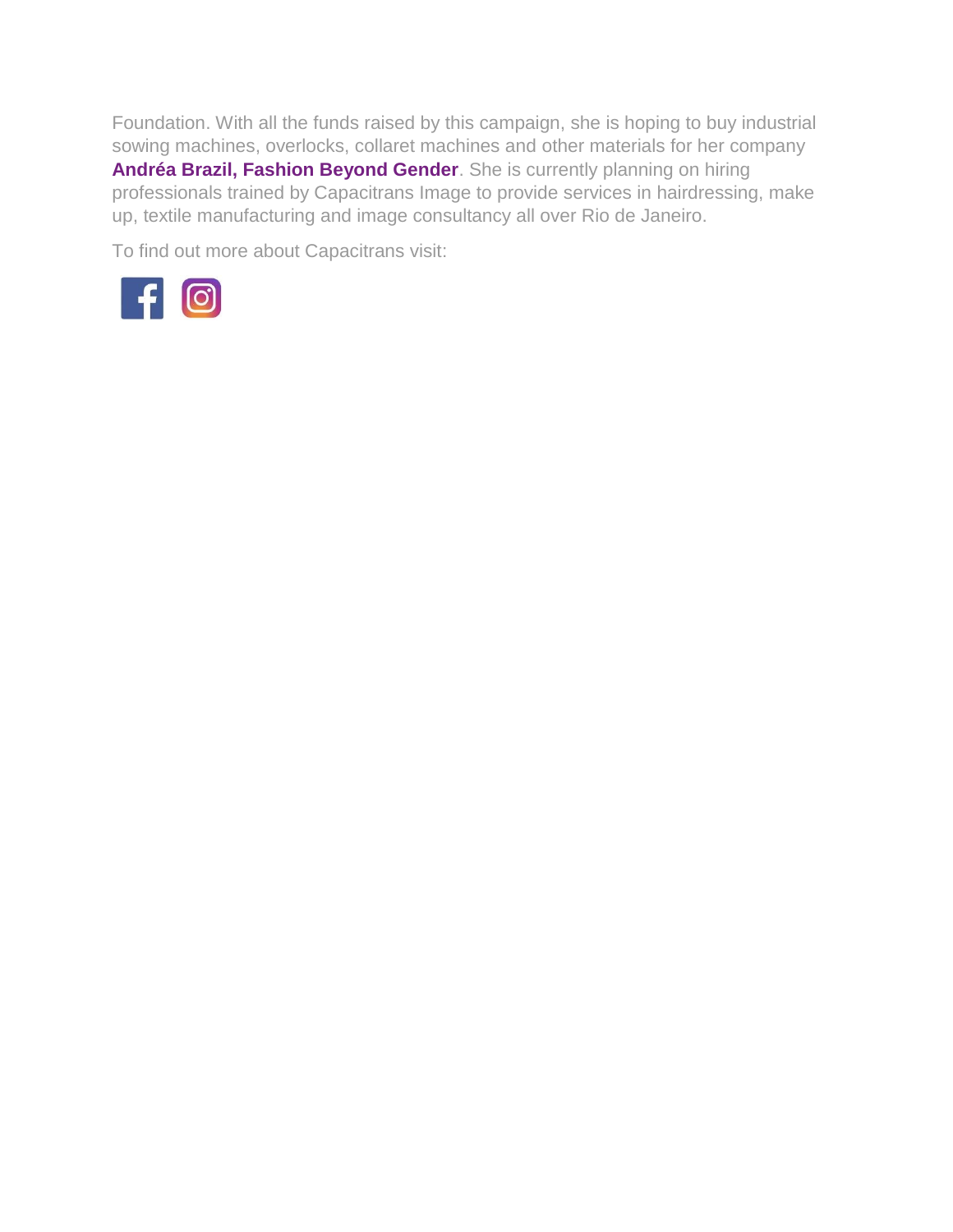Foundation. With all the funds raised by this campaign, she is hoping to buy industrial sowing machines, overlocks, collaret machines and other materials for her company **Andréa Brazil, Fashion Beyond Gender**. She is currently planning on hiring professionals trained by Capacitrans Image to provide services in hairdressing, make up, textile manufacturing and image consultancy all over Rio de Janeiro.

To find out more about Capacitrans visit: